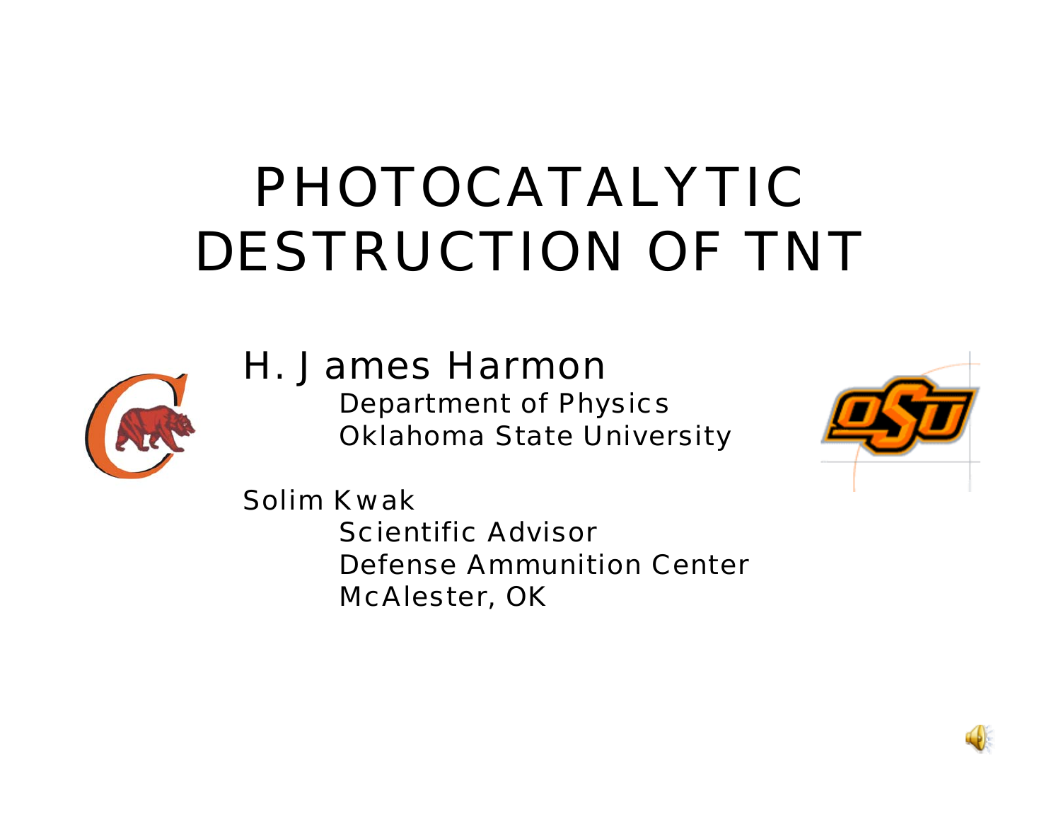# PHOTOCATALYTIC DESTRUCTION OF TNT

H. James Harmon
Department of Physics
Oklahoma State University

Solim Kwak
Scientific Advisor
Defense Ammunition Center
McAlester, OK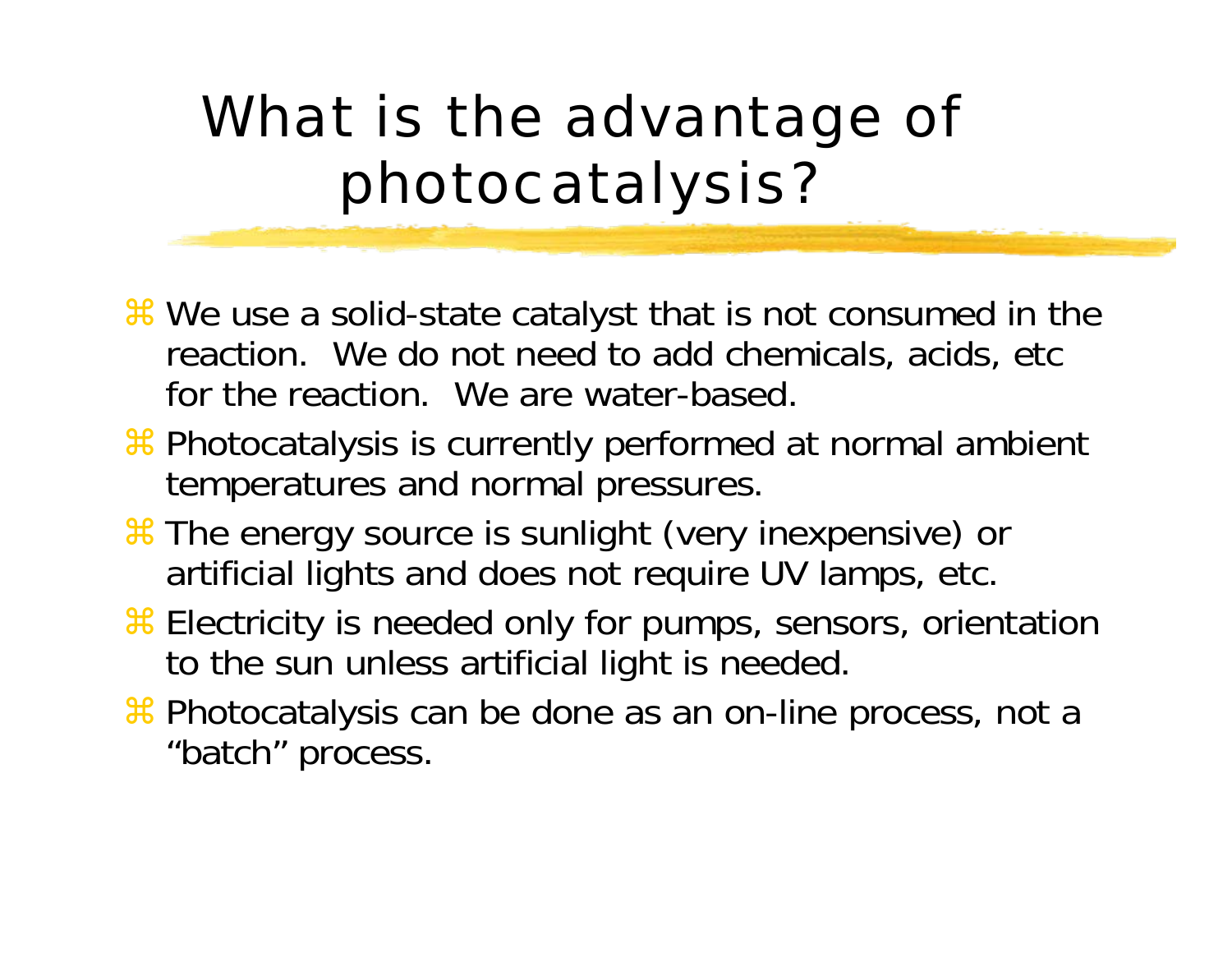# What is the advantage of photocatalysis?

- We use a solid-state catalyst that is not consumed in the reaction. We do not need to add chemicals, acids, etc for the reaction. We are water-based.
- Photocatalysis is currently performed at normal ambient temperatures and normal pressures.
- The energy source is sunlight (very inexpensive) or artificial lights and does not require UV lamps, etc.
- Electricity is needed only for pumps, sensors, orientation to the sun unless artificial light is needed.
- Photocatalysis can be done as an on-line process, not a "batch" process.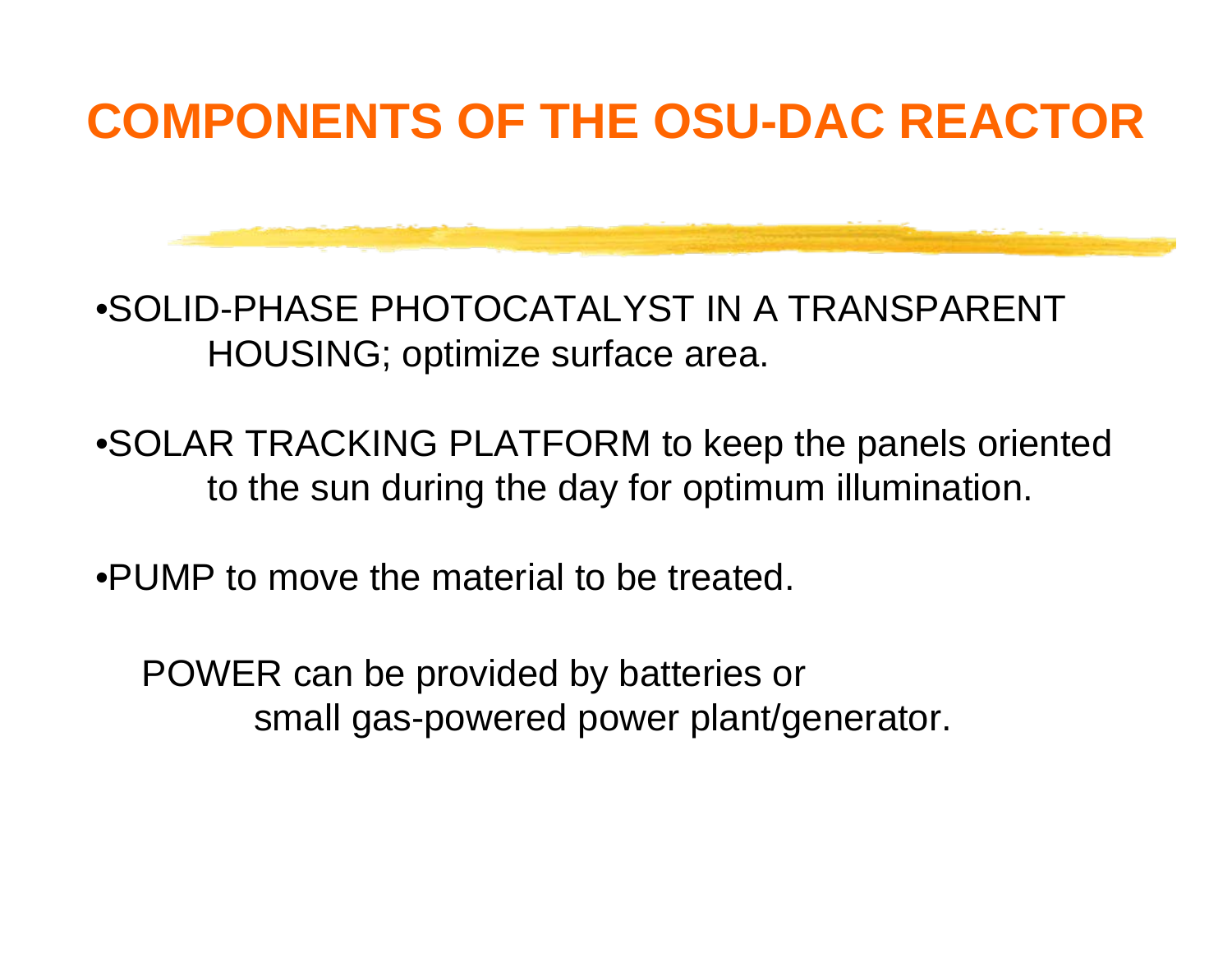# COMPONENTS OF THE OSU-DAC REACTOR

- SOLID-PHASE PHOTOCATALYST IN A TRANSPARENT HOUSING; optimize surface area.
- SOLAR TRACKING PLATFORM to keep the panels oriented to the sun during the day for optimum illumination.
- PUMP to move the material to be treated.

POWER can be provided by batteries or small gas-powered power plant/generator.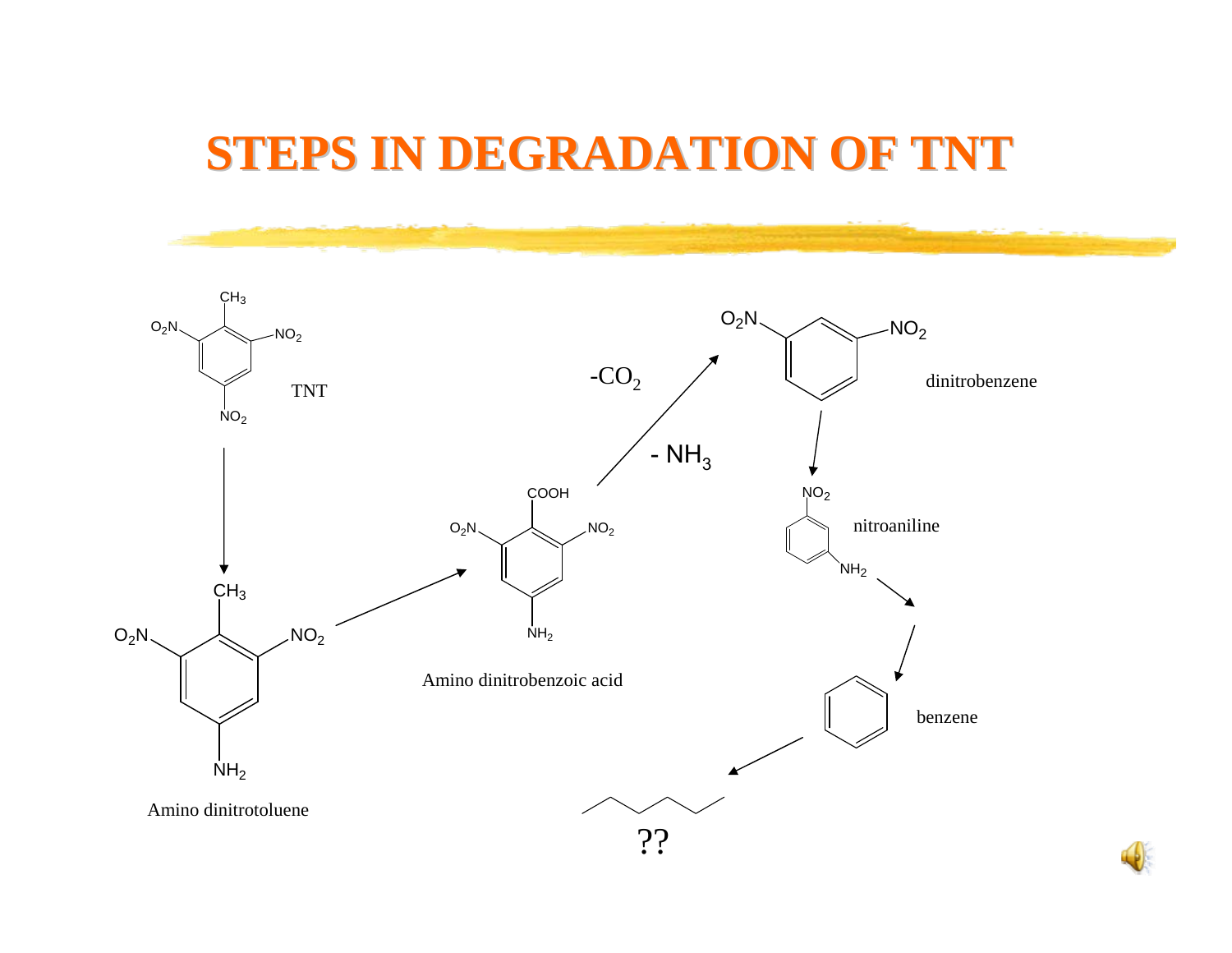# STEPS IN DEGRADATION OF TNT

TNT

Amino dinitrotoluene

Amino dinitrobenzoic acid

$-CO_2$

$- NH_3$

dinitrobenzene

nitroaniline

benzene

??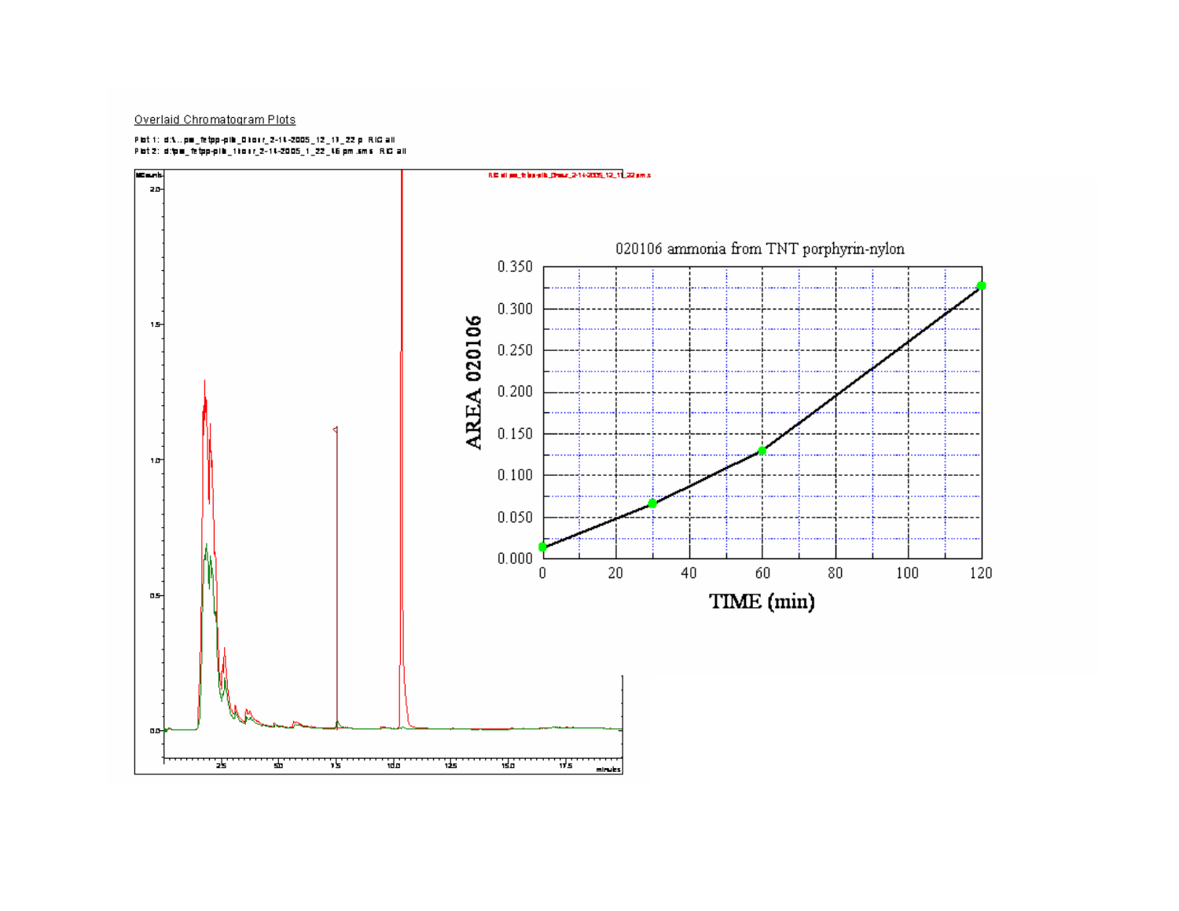Overlaid Chromatogram Plots

Plot 1: d:\...pm_fetpp-plb_0hour_2-14-2005_12_11_22 p RIC all
Plot 2: d:\pm_fetpp-plb_1hour_2-14-2005_1_22_46 pm.sms RIC all

020106 ammonia from TNT porphyrin-nylon

AREA 020106

TIME (min)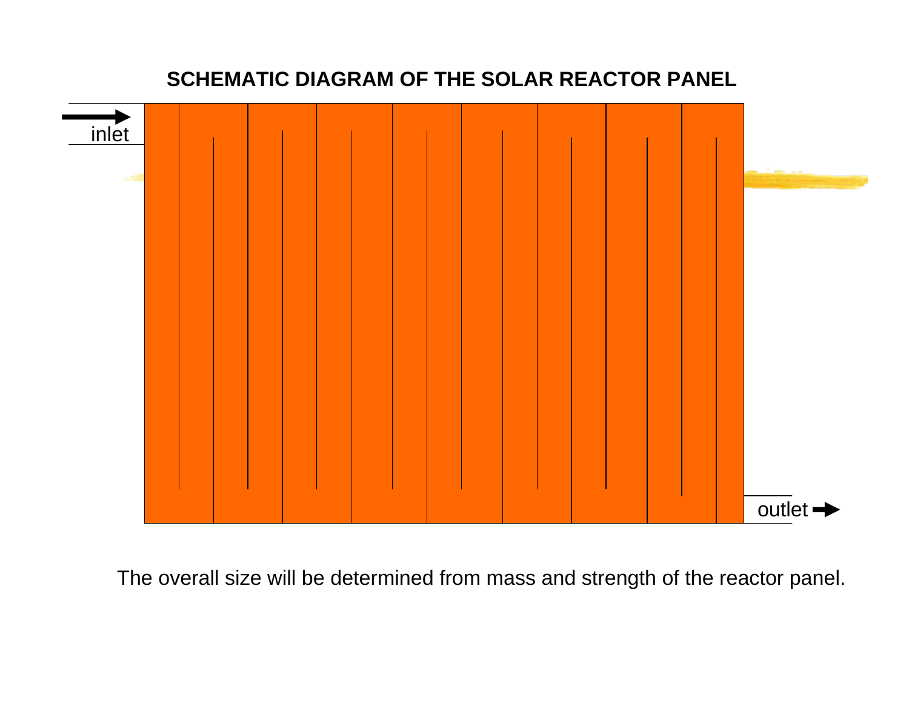# SCHEMATIC DIAGRAM OF THE SOLAR REACTOR PANEL

inlet

outlet

The overall size will be determined from mass and strength of the reactor panel.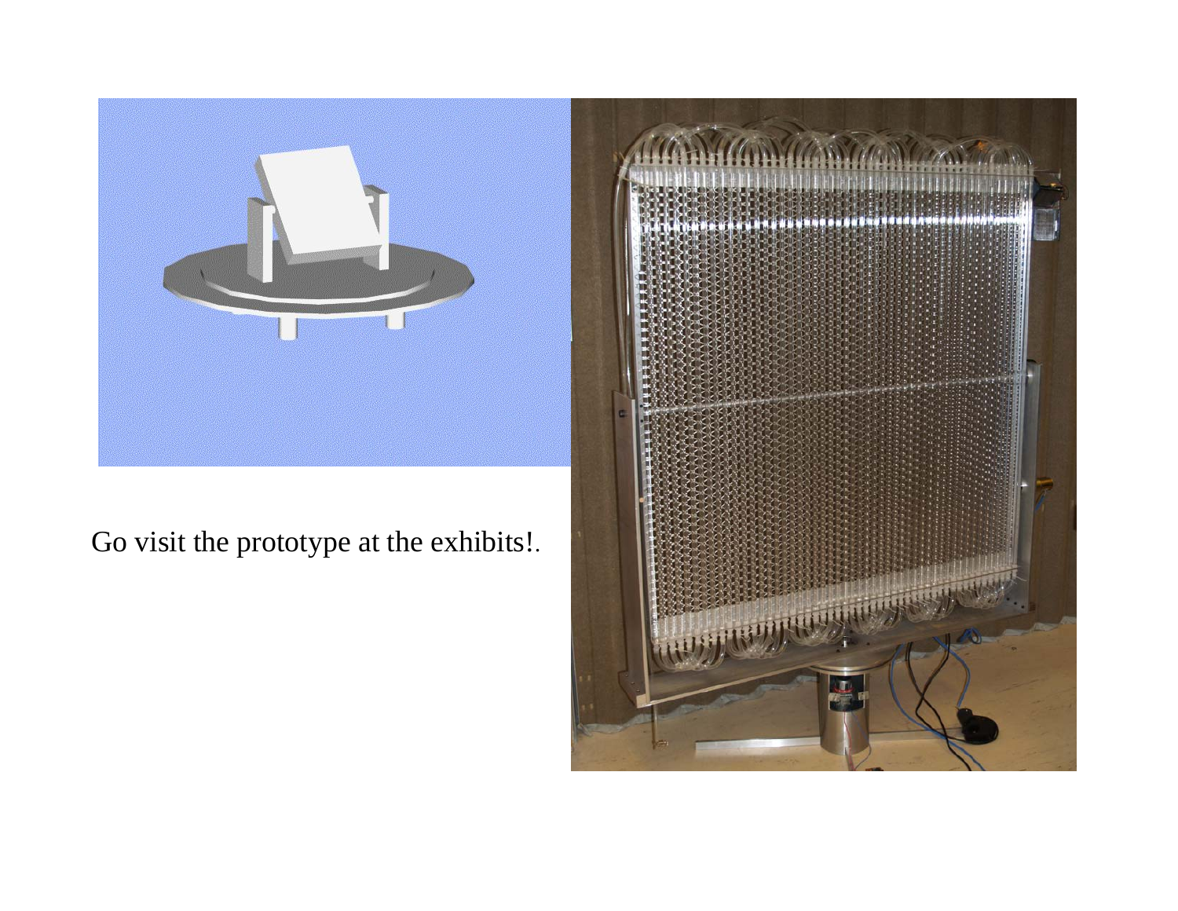Go visit the prototype at the exhibits!.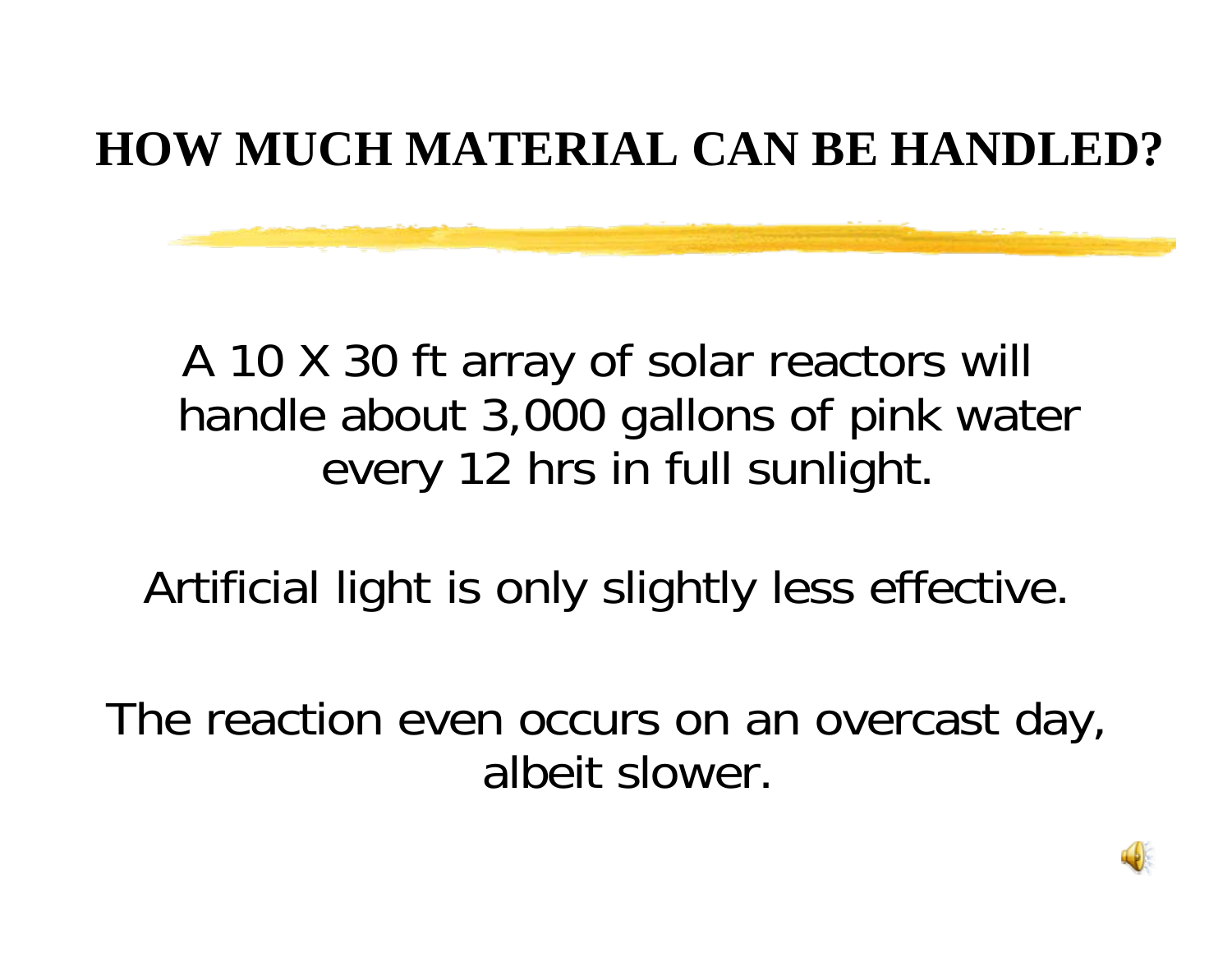# HOW MUCH MATERIAL CAN BE HANDLED?

A 10 X 30 ft array of solar reactors will handle about 3,000 gallons of pink water every 12 hrs in full sunlight.

Artificial light is only slightly less effective.

The reaction even occurs on an overcast day, albeit slower.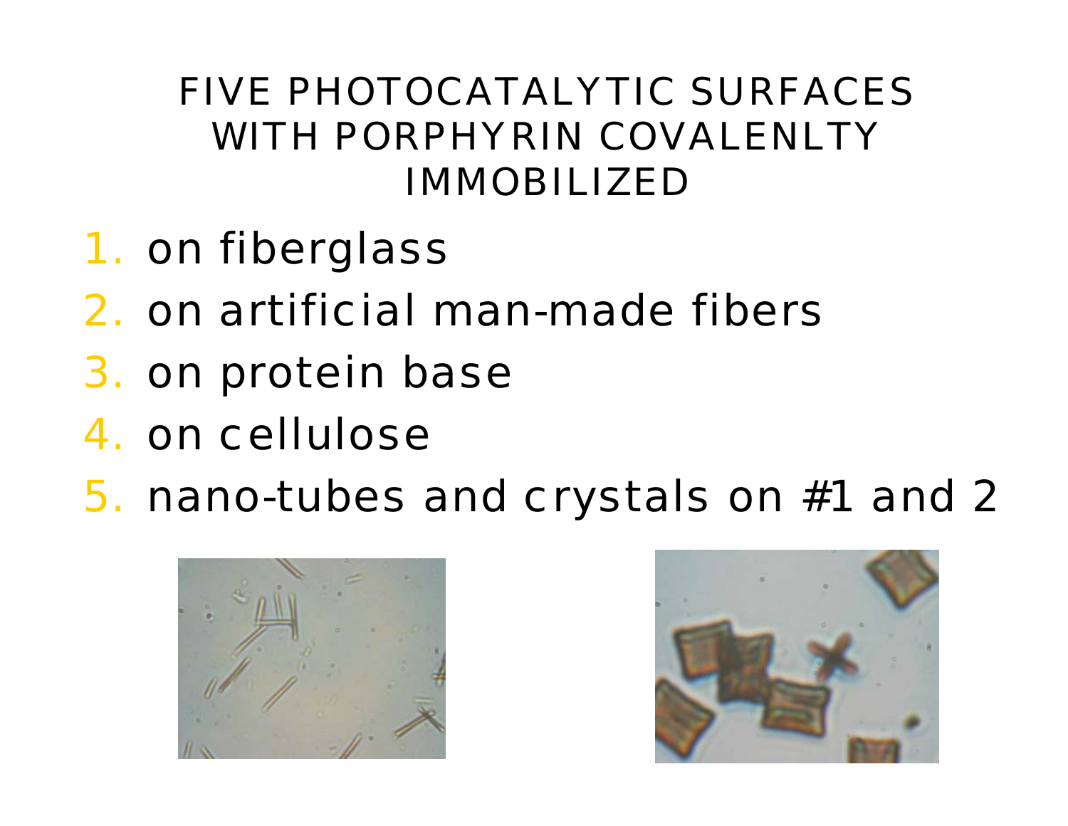# FIVE PHOTOCATALYTIC SURFACES WITH PORPHYRIN COVALENLTY IMMOBILIZED

1. on fiberglass
2. on artificial man-made fibers
3. on protein base
4. on cellulose
5. nano-tubes and crystals on #1 and 2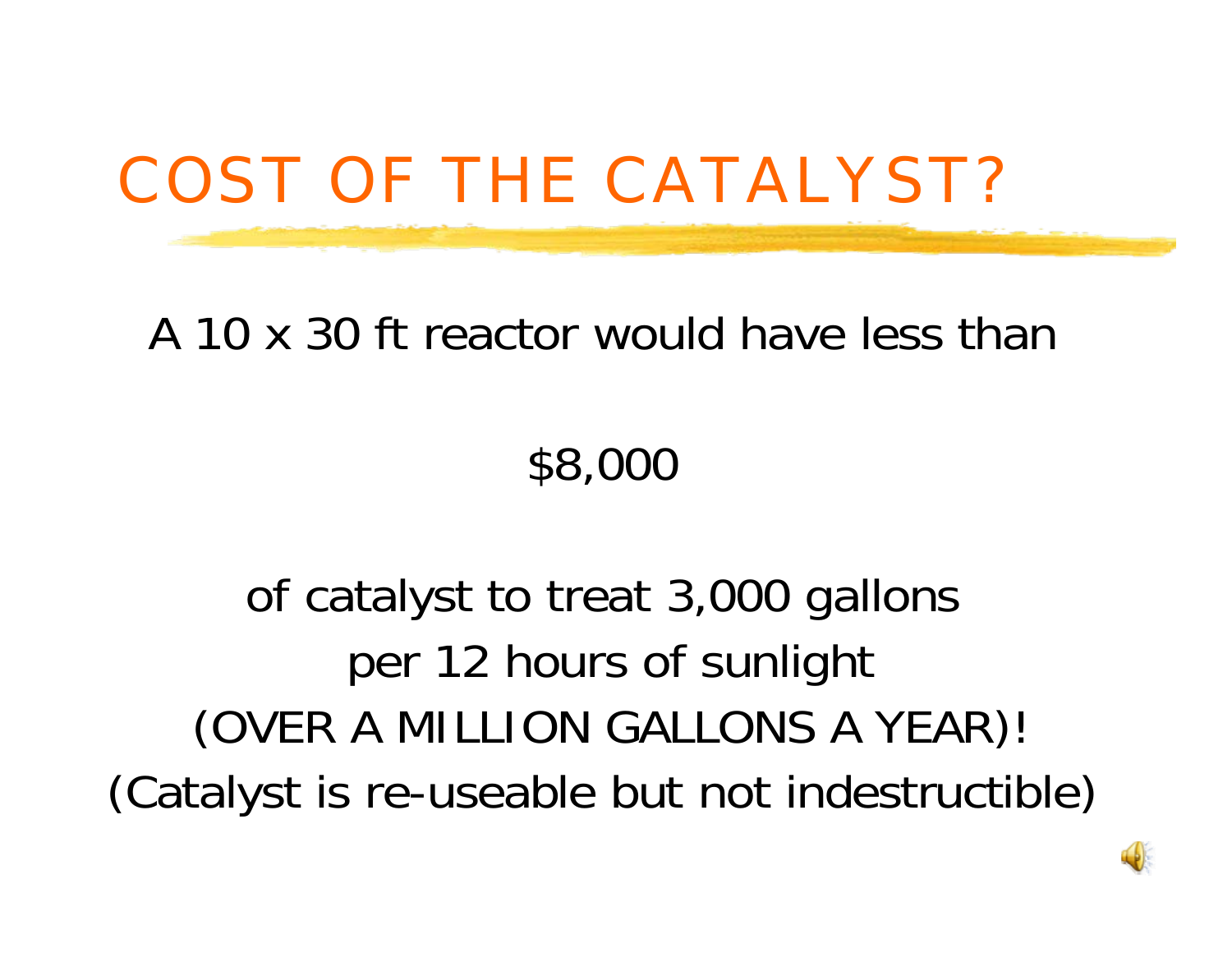# COST OF THE CATALYST?

A 10 x 30 ft reactor would have less than

$8,000

of catalyst to treat 3,000 gallons per 12 hours of sunlight (OVER A MILLION GALLONS A YEAR)!

(Catalyst is re-useable but not indestructible)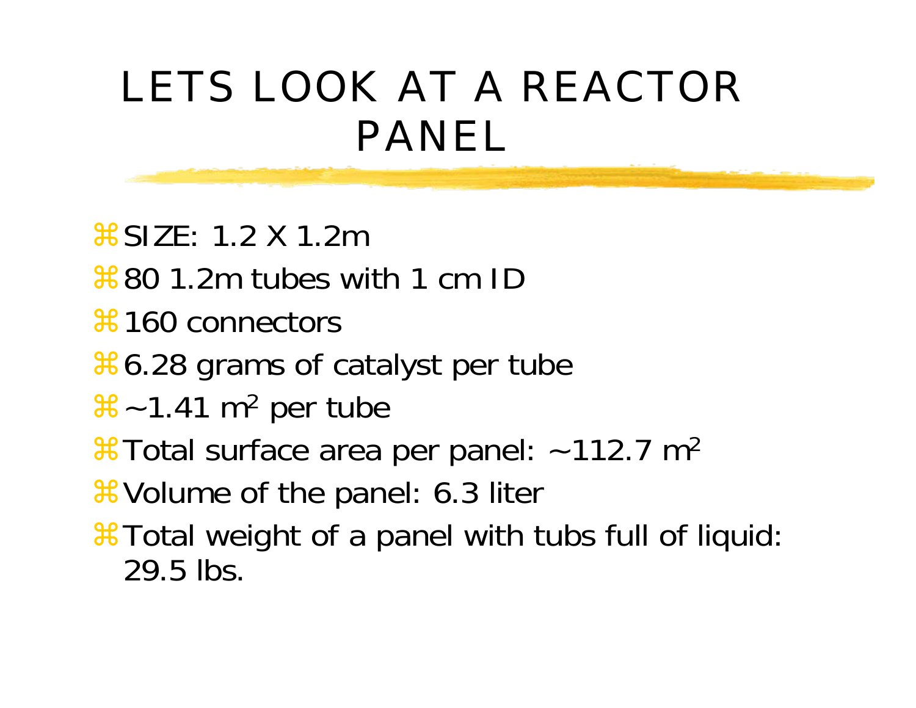# LETS LOOK AT A REACTOR PANEL

- SIZE: 1.2 X 1.2m
- 80 1.2m tubes with 1 cm ID
- 160 connectors
- 6.28 grams of catalyst per tube
- ~1.41 $m^2$ per tube
- Total surface area per panel: ~112.7 $m^2$
- Volume of the panel: 6.3 liter
- Total weight of a panel with tubs full of liquid: 29.5 lbs.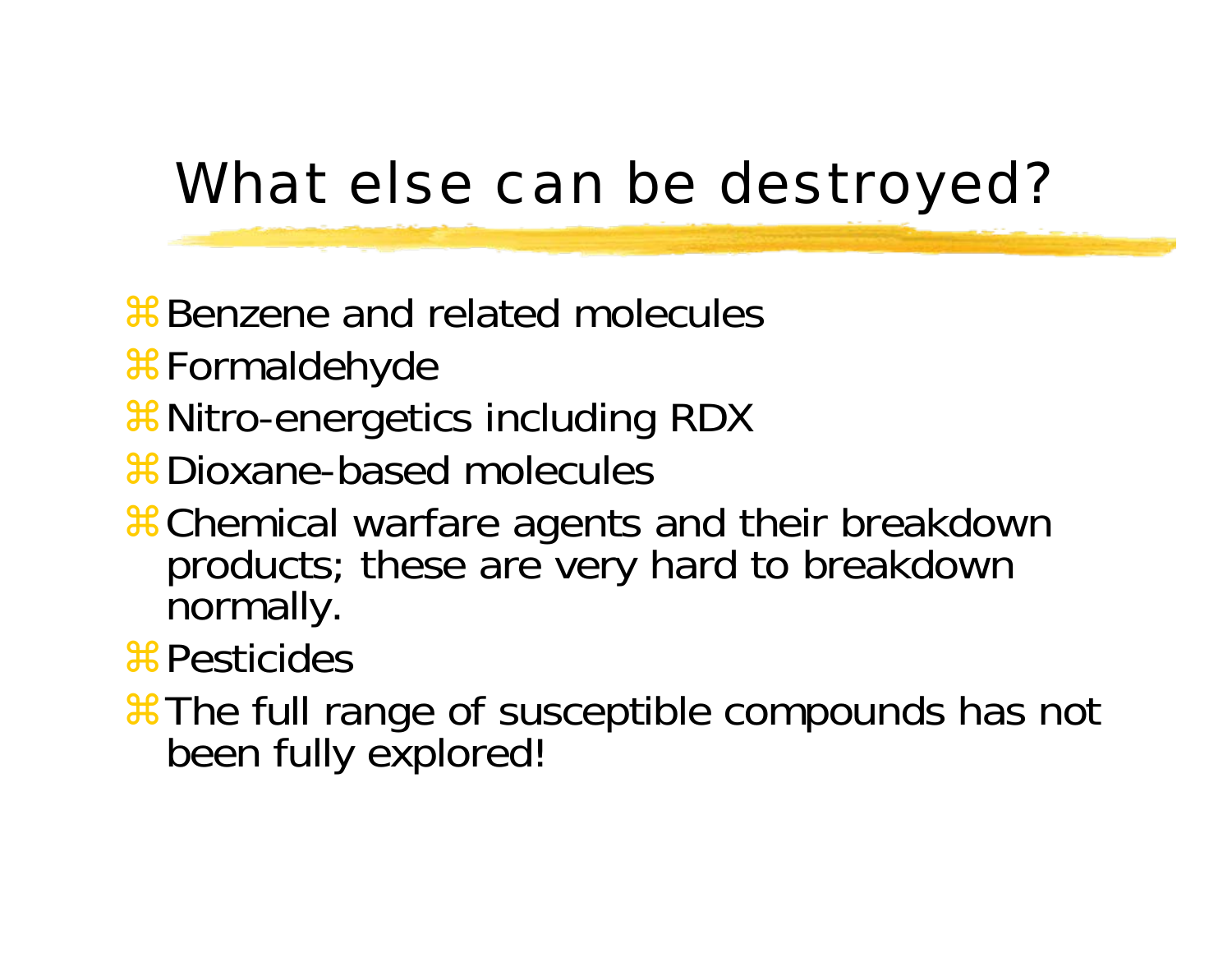# What else can be destroyed?

- Benzene and related molecules
- Formaldehyde
- Nitro-energetics including RDX
- Dioxane-based molecules
- Chemical warfare agents and their breakdown products; these are very hard to breakdown normally.
- Pesticides
- The full range of susceptible compounds has not been fully explored!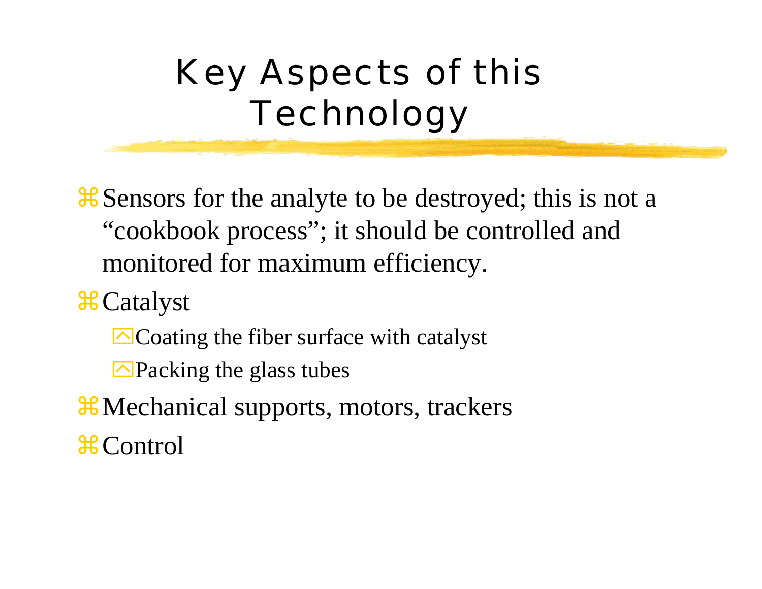# Key Aspects of this Technology

- Sensors for the analyte to be destroyed; this is not a "cookbook process"; it should be controlled and monitored for maximum efficiency.
- Catalyst
  - Coating the fiber surface with catalyst
  - Packing the glass tubes
- Mechanical supports, motors, trackers
- Control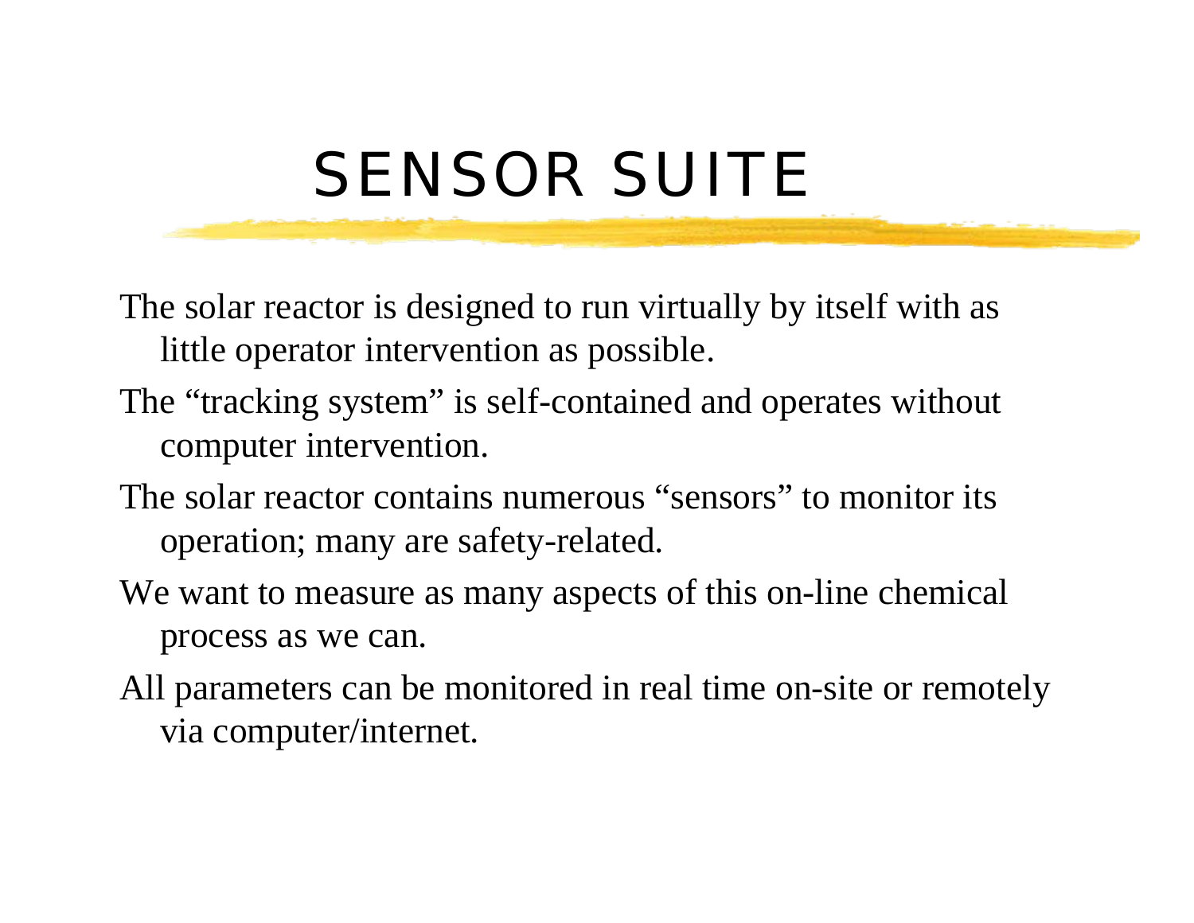# SENSOR SUITE

The solar reactor is designed to run virtually by itself with as little operator intervention as possible.

The “tracking system” is self-contained and operates without computer intervention.

The solar reactor contains numerous “sensors” to monitor its operation; many are safety-related.

We want to measure as many aspects of this on-line chemical process as we can.

All parameters can be monitored in real time on-site or remotely via computer/internet.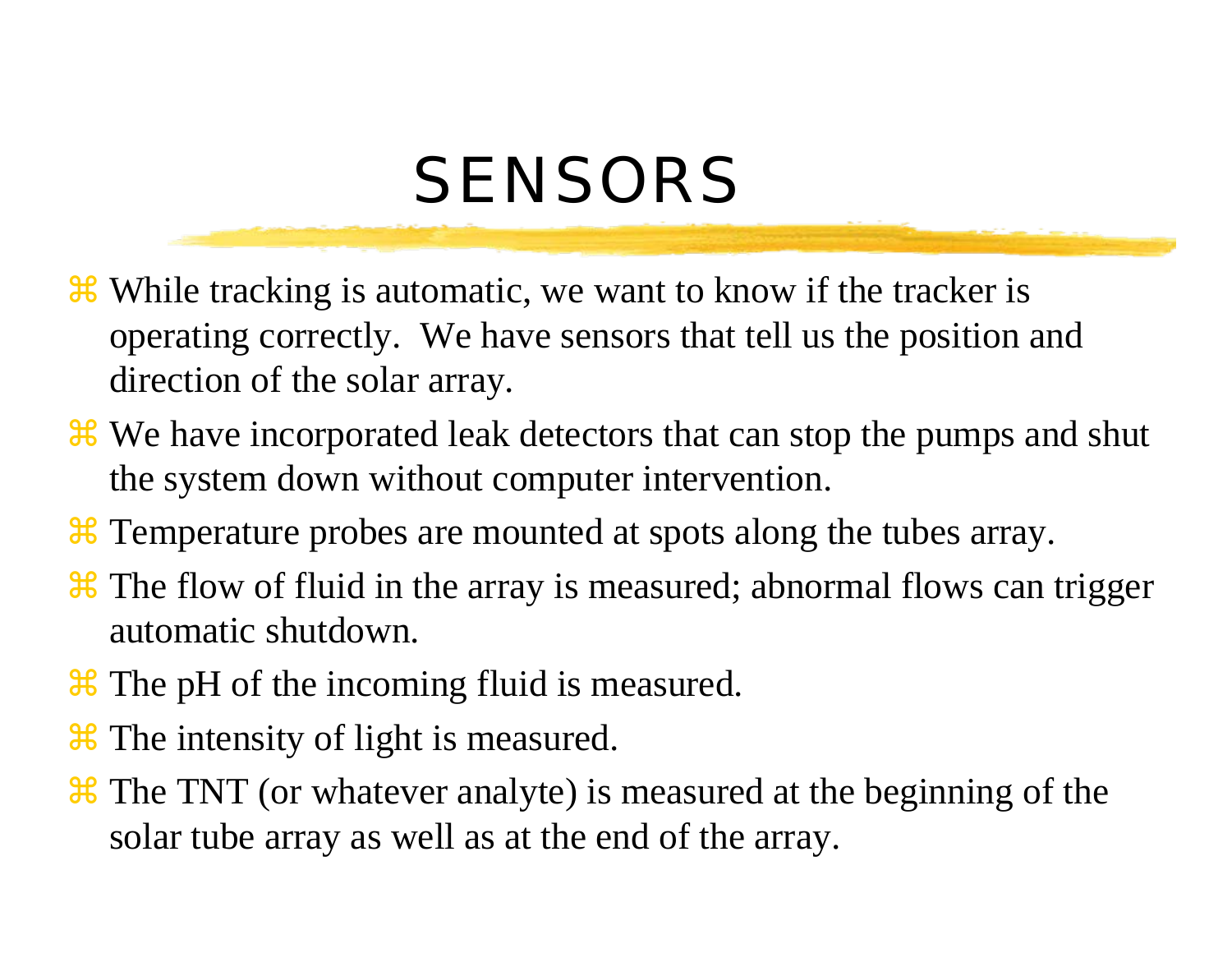# SENSORS

- While tracking is automatic, we want to know if the tracker is operating correctly.  We have sensors that tell us the position and direction of the solar array.
- We have incorporated leak detectors that can stop the pumps and shut the system down without computer intervention.
- Temperature probes are mounted at spots along the tubes array.
- The flow of fluid in the array is measured; abnormal flows can trigger automatic shutdown.
- The pH of the incoming fluid is measured.
- The intensity of light is measured.
- The TNT (or whatever analyte) is measured at the beginning of the solar tube array as well as at the end of the array.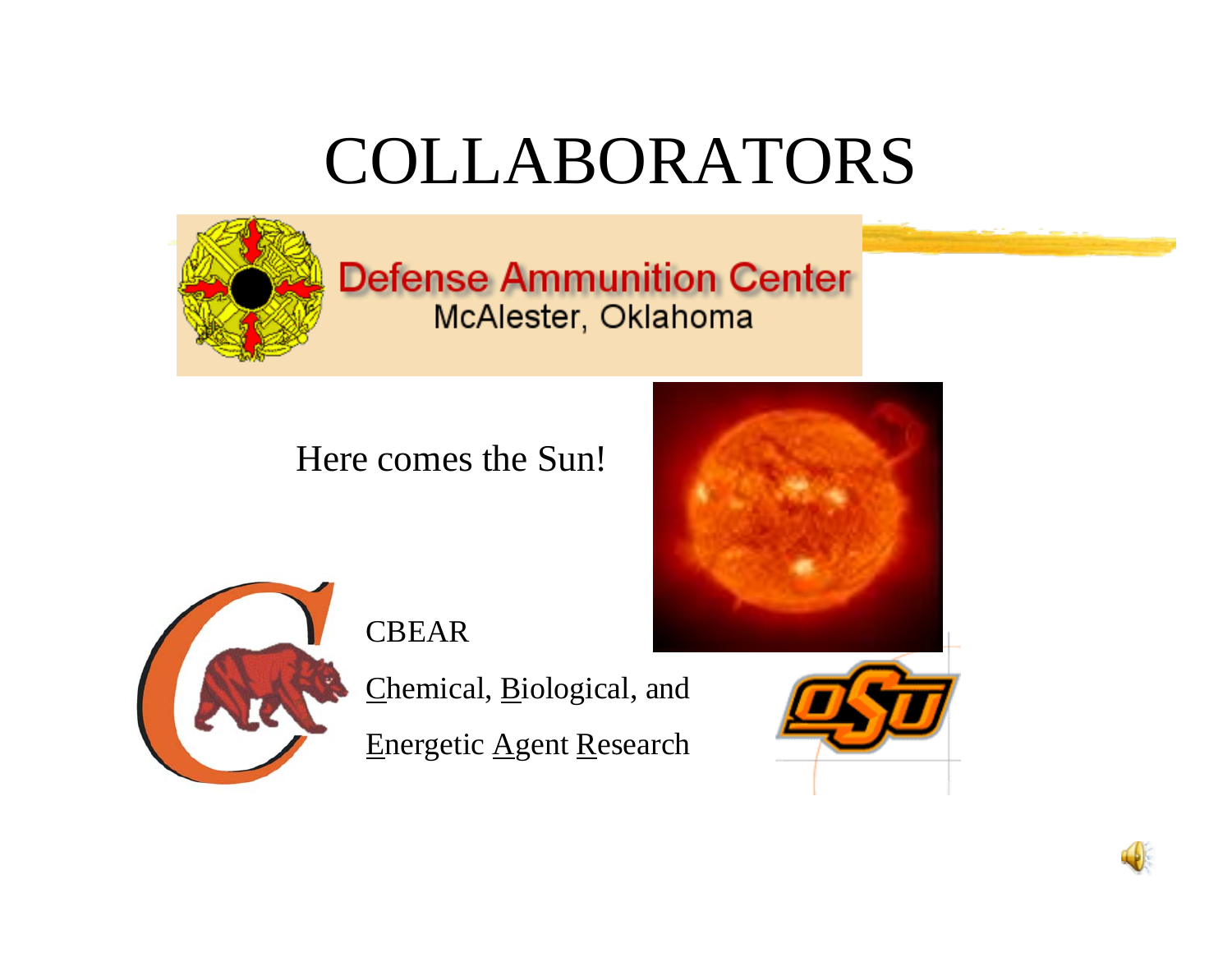# COLLABORATORS

Defense Ammunition Center
McAlester, Oklahoma

Here comes the Sun!

CBEAR

Chemical, Biological, and

Energetic Agent Research